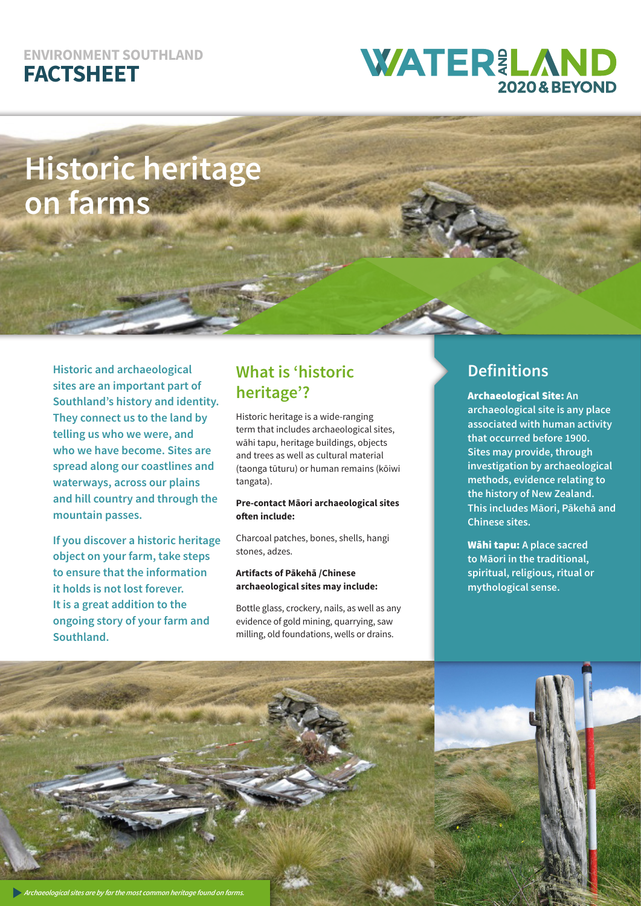ENVIRONMENT SOUTHLAND

**FACTSHEET**

WATER AND LAND 2020 & BEYOND

# Historic heritage on farms

**Historic and archaeological sites are an important part of Southland's history and identity. They connect us to the land by telling us who we were, and who we have become. Sites are spread along our coastlines and waterways, across our plains and hill country and through the mountain passes.**

**If you discover a historic heritage object on your farm, take steps to ensure that the information it holds is not lost forever. It is a great addition to the ongoing story of your farm and Southland.**

## What is 'historic heritage'?

Historic heritage is a wide-ranging term that includes archaeological sites, wāhi tapu, heritage buildings, objects and trees as well as cultural material (taonga tūturu) or human remains (kōiwi tangata).

**Pre-contact Māori archaeological sites often include:**

Charcoal patches, bones, shells, hangi stones, adzes.

**Artifacts of Pākehā /Chinese archaeological sites may include:**

Bottle glass, crockery, nails, as well as any evidence of gold mining, quarrying, saw milling, old foundations, wells or drains.

## Definitions

**Archaeological Site:** An archaeological site is any place associated with human activity that occurred before 1900. Sites may provide, through investigation by archaeological methods, evidence relating to the history of New Zealand. This includes Māori, Pākehā and Chinese sites.

**Wāhi tapu:** A place sacred to Māori in the traditional, spiritual, religious, ritual or mythological sense.

*Archaeological sites are by far the most common heritage found on farms.*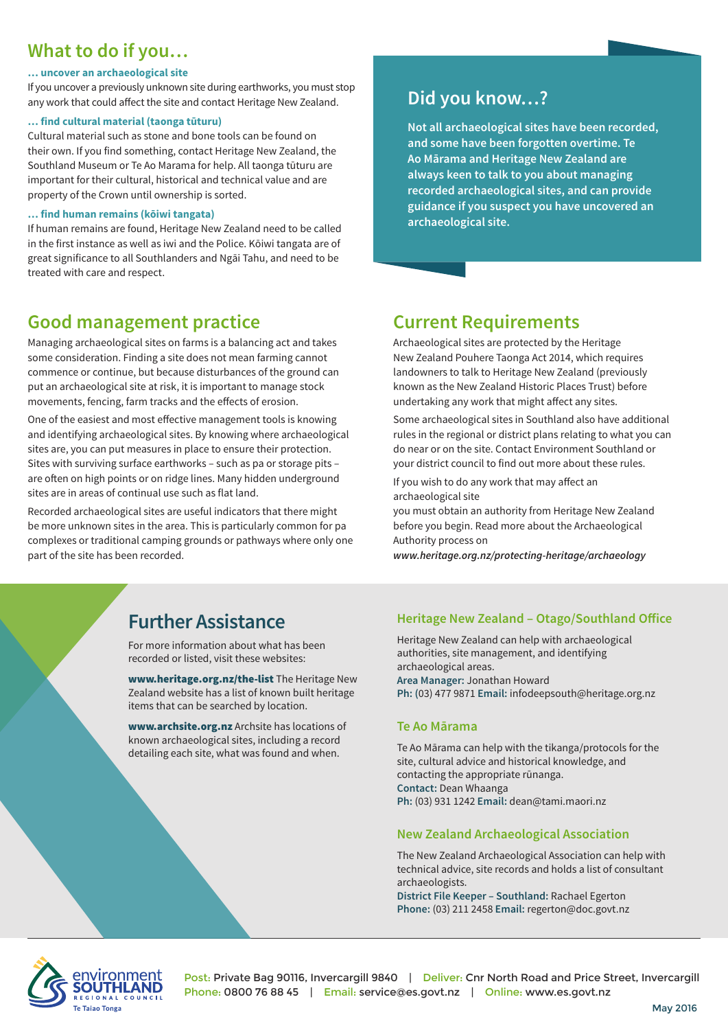## What to do if you…

**… uncover an archaeological site**

If you uncover a previously unknown site during earthworks, you must stop any work that could affect the site and contact Heritage New Zealand.

**… find cultural material (taonga tūturu)**

Cultural material such as stone and bone tools can be found on their own. If you find something, contact Heritage New Zealand, the Southland Museum or Te Ao Marama for help. All taonga tūturu are important for their cultural, historical and technical value and are property of the Crown until ownership is sorted.

**… find human remains (kōiwi tangata)**

If human remains are found, Heritage New Zealand need to be called in the first instance as well as iwi and the Police. Kōiwi tangata are of great significance to all Southlanders and Ngāi Tahu, and need to be treated with care and respect.

## Did you know…?

**Not all archaeological sites have been recorded, and some have been forgotten overtime. Te Ao Mārama and Heritage New Zealand are always keen to talk to you about managing recorded archaeological sites, and can provide guidance if you suspect you have uncovered an archaeological site.**

## Good management practice

Managing archaeological sites on farms is a balancing act and takes some consideration. Finding a site does not mean farming cannot commence or continue, but because disturbances of the ground can put an archaeological site at risk, it is important to manage stock movements, fencing, farm tracks and the effects of erosion.

One of the easiest and most effective management tools is knowing and identifying archaeological sites. By knowing where archaeological sites are, you can put measures in place to ensure their protection. Sites with surviving surface earthworks – such as pa or storage pits – are often on high points or on ridge lines. Many hidden underground sites are in areas of continual use such as flat land.

Recorded archaeological sites are useful indicators that there might be more unknown sites in the area. This is particularly common for pa complexes or traditional camping grounds or pathways where only one part of the site has been recorded.

## Current Requirements

Archaeological sites are protected by the Heritage New Zealand Pouhere Taonga Act 2014, which requires landowners to talk to Heritage New Zealand (previously known as the New Zealand Historic Places Trust) before undertaking any work that might affect any sites.

Some archaeological sites in Southland also have additional rules in the regional or district plans relating to what you can do near or on the site. Contact Environment Southland or your district council to find out more about these rules.

If you wish to do any work that may affect an archaeological site
you must obtain an authority from Heritage New Zealand before you begin. Read more about the Archaeological Authority process on
***www.heritage.org.nz/protecting-heritage/archaeology***

## Further Assistance

For more information about what has been recorded or listed, visit these websites:

**www.heritage.org.nz/the-list** The Heritage New Zealand website has a list of known built heritage items that can be searched by location.

**www.archsite.org.nz** Archsite has locations of known archaeological sites, including a record detailing each site, what was found and when.

### Heritage New Zealand – Otago/Southland Office

Heritage New Zealand can help with archaeological authorities, site management, and identifying archaeological areas.
**Area Manager:** Jonathan Howard
**Ph:** (03) 477 9871 **Email:** infodeepsouth@heritage.org.nz

### Te Ao Mārama

Te Ao Mārama can help with the tikanga/protocols for the site, cultural advice and historical knowledge, and contacting the appropriate rūnanga.
**Contact:** Dean Whaanga
**Ph:** (03) 931 1242 **Email:** dean@tami.maori.nz

### New Zealand Archaeological Association

The New Zealand Archaeological Association can help with technical advice, site records and holds a list of consultant archaeologists.
**District File Keeper – Southland:** Rachael Egerton
**Phone:** (03) 211 2458 **Email:** regerton@doc.govt.nz

environment SOUTHLAND REGIONAL COUNCIL Te Taiao Tonga

Post: Private Bag 90116, Invercargill 9840 | Deliver: Cnr North Road and Price Street, Invercargill
Phone: 0800 76 88 45 | Email: service@es.govt.nz | Online: www.es.govt.nz

May 2016